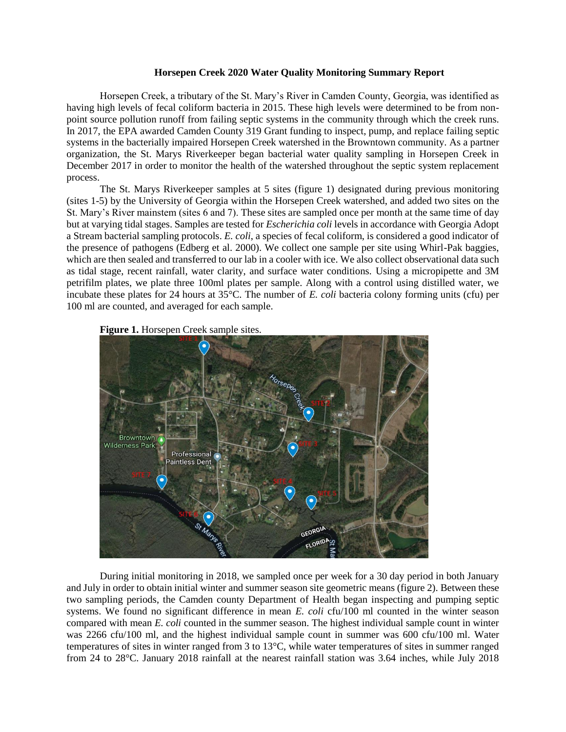**Horsepen Creek 2020 Water Quality Monitoring Summary Report**

Horsepen Creek, a tributary of the St. Mary's River in Camden County, Georgia, was identified as having high levels of fecal coliform bacteria in 2015. These high levels were determined to be from non-point source pollution runoff from failing septic systems in the community through which the creek runs. In 2017, the EPA awarded Camden County 319 Grant funding to inspect, pump, and replace failing septic systems in the bacterially impaired Horsepen Creek watershed in the Browntown community. As a partner organization, the St. Marys Riverkeeper began bacterial water quality sampling in Horsepen Creek in December 2017 in order to monitor the health of the watershed throughout the septic system replacement process.

The St. Marys Riverkeeper samples at 5 sites (figure 1) designated during previous monitoring (sites 1-5) by the University of Georgia within the Horsepen Creek watershed, and added two sites on the St. Mary's River mainstem (sites 6 and 7). These sites are sampled once per month at the same time of day but at varying tidal stages. Samples are tested for *Escherichia coli* levels in accordance with Georgia Adopt a Stream bacterial sampling protocols. *E. coli*, a species of fecal coliform, is considered a good indicator of the presence of pathogens (Edberg et al. 2000). We collect one sample per site using Whirl-Pak baggies, which are then sealed and transferred to our lab in a cooler with ice. We also collect observational data such as tidal stage, recent rainfall, water clarity, and surface water conditions. Using a micropipette and 3M petrifilm plates, we plate three 100ml plates per sample. Along with a control using distilled water, we incubate these plates for 24 hours at 35°C. The number of *E. coli* bacteria colony forming units (cfu) per 100 ml are counted, and averaged for each sample.

**Figure 1.** Horsepen Creek sample sites.

During initial monitoring in 2018, we sampled once per week for a 30 day period in both January and July in order to obtain initial winter and summer season site geometric means (figure 2). Between these two sampling periods, the Camden county Department of Health began inspecting and pumping septic systems. We found no significant difference in mean *E. coli* cfu/100 ml counted in the winter season compared with mean *E. coli* counted in the summer season. The highest individual sample count in winter was 2266 cfu/100 ml, and the highest individual sample count in summer was 600 cfu/100 ml. Water temperatures of sites in winter ranged from 3 to 13°C, while water temperatures of sites in summer ranged from 24 to 28°C. January 2018 rainfall at the nearest rainfall station was 3.64 inches, while July 2018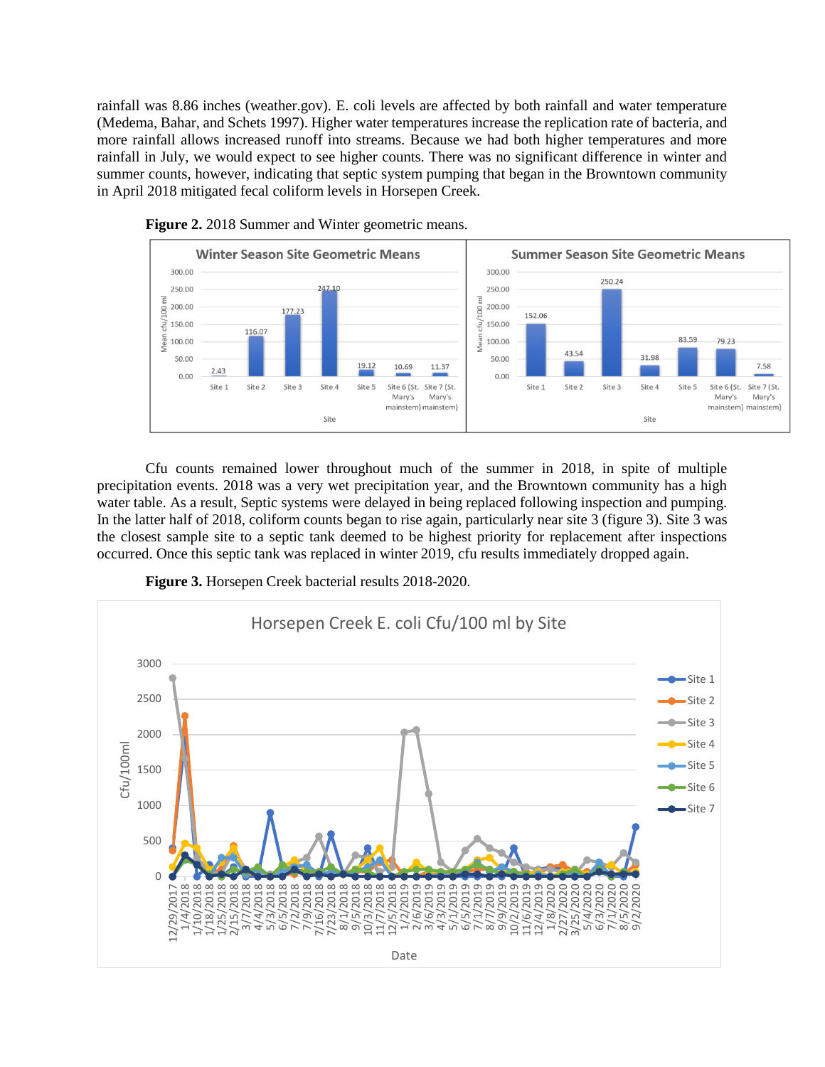rainfall was 8.86 inches (weather.gov). E. coli levels are affected by both rainfall and water temperature (Medema, Bahar, and Schets 1997). Higher water temperatures increase the replication rate of bacteria, and more rainfall allows increased runoff into streams. Because we had both higher temperatures and more rainfall in July, we would expect to see higher counts. There was no significant difference in winter and summer counts, however, indicating that septic system pumping that began in the Browntown community in April 2018 mitigated fecal coliform levels in Horsepen Creek.

**Figure 2.** 2018 Summer and Winter geometric means.

Cfu counts remained lower throughout much of the summer in 2018, in spite of multiple precipitation events. 2018 was a very wet precipitation year, and the Browntown community has a high water table. As a result, Septic systems were delayed in being replaced following inspection and pumping. In the latter half of 2018, coliform counts began to rise again, particularly near site 3 (figure 3). Site 3 was the closest sample site to a septic tank deemed to be highest priority for replacement after inspections occurred. Once this septic tank was replaced in winter 2019, cfu results immediately dropped again.

**Figure 3.** Horsepen Creek bacterial results 2018-2020.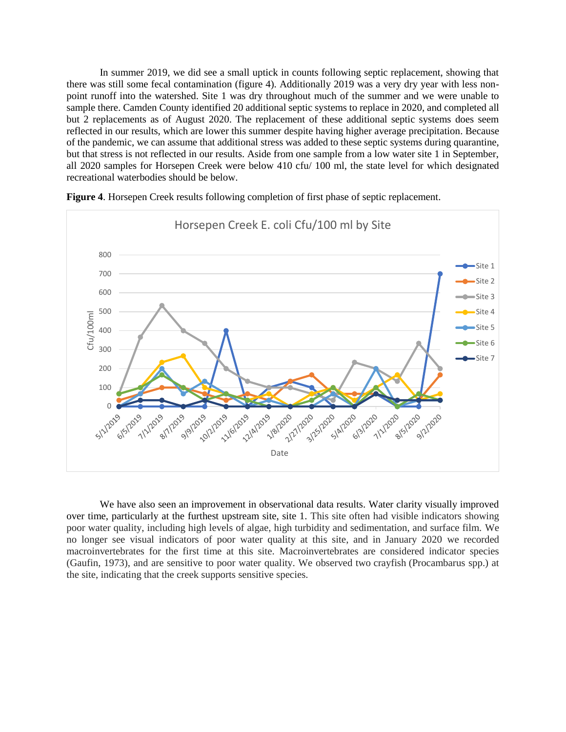In summer 2019, we did see a small uptick in counts following septic replacement, showing that there was still some fecal contamination (figure 4). Additionally 2019 was a very dry year with less non-point runoff into the watershed. Site 1 was dry throughout much of the summer and we were unable to sample there. Camden County identified 20 additional septic systems to replace in 2020, and completed all but 2 replacements as of August 2020. The replacement of these additional septic systems does seem reflected in our results, which are lower this summer despite having higher average precipitation. Because of the pandemic, we can assume that additional stress was added to these septic systems during quarantine, but that stress is not reflected in our results. Aside from one sample from a low water site 1 in September, all 2020 samples for Horsepen Creek were below 410 cfu/ 100 ml, the state level for which designated recreational waterbodies should be below.

**Figure 4**. Horsepen Creek results following completion of first phase of septic replacement.

We have also seen an improvement in observational data results. Water clarity visually improved over time, particularly at the furthest upstream site, site 1. This site often had visible indicators showing poor water quality, including high levels of algae, high turbidity and sedimentation, and surface film. We no longer see visual indicators of poor water quality at this site, and in January 2020 we recorded macroinvertebrates for the first time at this site. Macroinvertebrates are considered indicator species (Gaufin, 1973), and are sensitive to poor water quality. We observed two crayfish (Procambarus spp.) at the site, indicating that the creek supports sensitive species.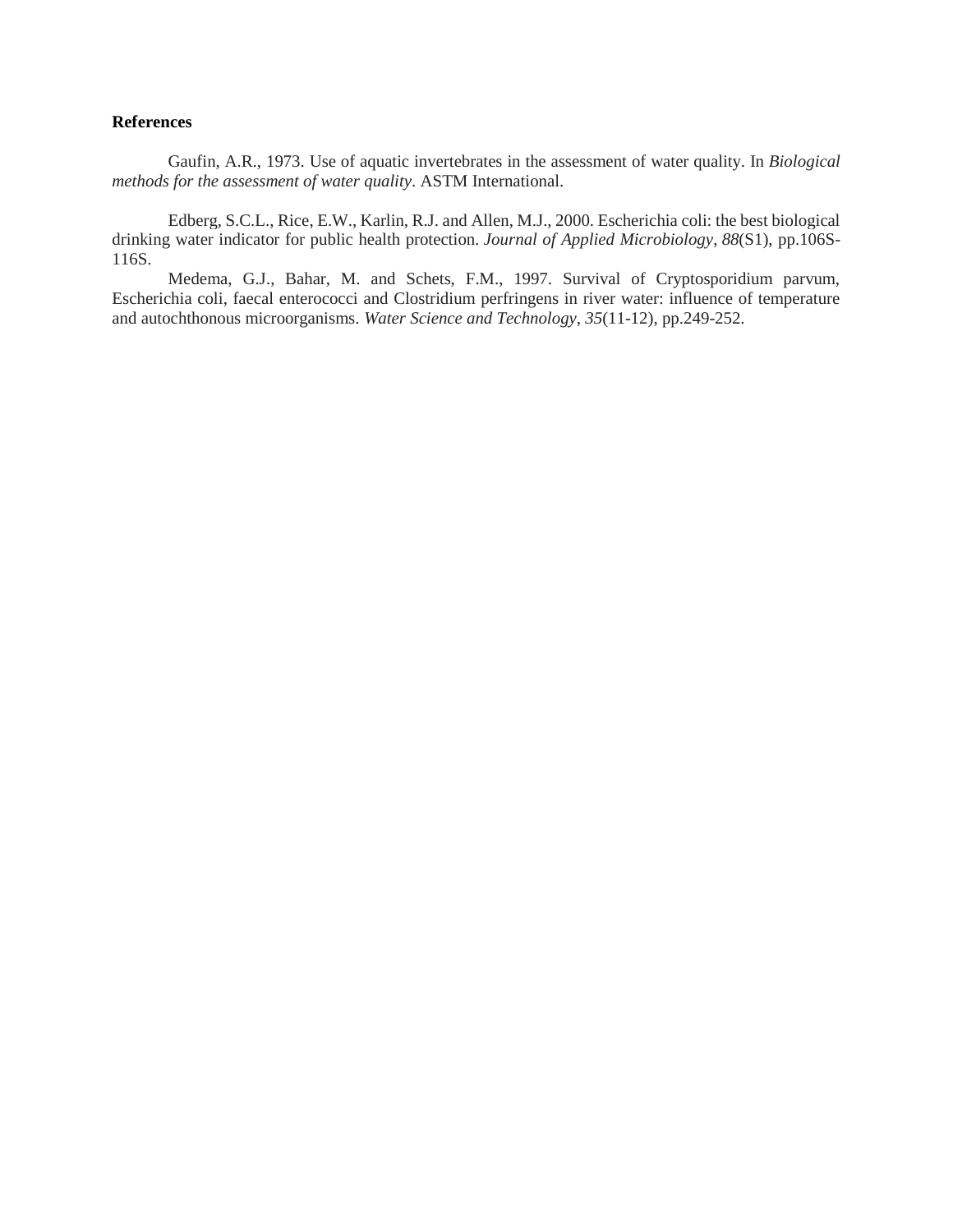**References**

Gaufin, A.R., 1973. Use of aquatic invertebrates in the assessment of water quality. In *Biological methods for the assessment of water quality*. ASTM International.

Edberg, S.C.L., Rice, E.W., Karlin, R.J. and Allen, M.J., 2000. Escherichia coli: the best biological drinking water indicator for public health protection. *Journal of Applied Microbiology*, *88*(S1), pp.106S-116S.

Medema, G.J., Bahar, M. and Schets, F.M., 1997. Survival of Cryptosporidium parvum, Escherichia coli, faecal enterococci and Clostridium perfringens in river water: influence of temperature and autochthonous microorganisms. *Water Science and Technology*, *35*(11-12), pp.249-252.